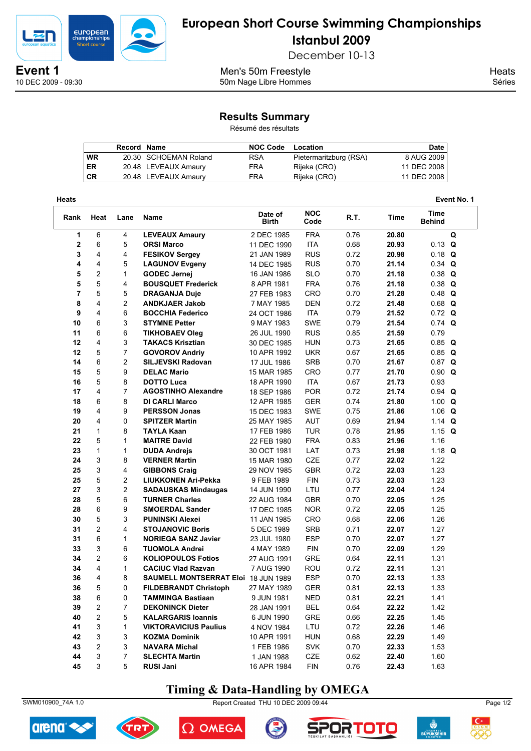# European Short Course Swimming Championships

## Istanbul 2009

December 10-13

**Event 1**
10 DEC 2009 - 09:30

Men's 50m Freestyle
50m Nage Libre Hommes

Heats
Séries

## Results Summary

Résumé des résultats

| | Record | Name | NOC Code | Location | Date |
|---|---|---|---|---|---|
| WR | 20.30 | SCHOEMAN Roland | RSA | Pietermaritzburg (RSA) | 8 AUG 2009 |
| ER | 20.48 | LEVEAUX Amaury | FRA | Rijeka (CRO) | 11 DEC 2008 |
| CR | 20.48 | LEVEAUX Amaury | FRA | Rijeka (CRO) | 11 DEC 2008 |

**Heats** — Event No. 1

| Rank | Heat | Lane | Name | Date of Birth | NOC Code | R.T. | Time | Time Behind | |
|---|---|---|---|---|---|---|---|---|---|
| 1 | 6 | 4 | **LEVEAUX Amaury** | 2 DEC 1985 | FRA | 0.76 | **20.80** | | Q |
| 2 | 6 | 5 | **ORSI Marco** | 11 DEC 1990 | ITA | 0.68 | **20.93** | 0.13 | Q |
| 3 | 4 | 4 | **FESIKOV Sergey** | 21 JAN 1989 | RUS | 0.72 | **20.98** | 0.18 | Q |
| 4 | 4 | 5 | **LAGUNOV Evgeny** | 14 DEC 1985 | RUS | 0.70 | **21.14** | 0.34 | Q |
| 5 | 2 | 1 | **GODEC Jernej** | 16 JAN 1986 | SLO | 0.70 | **21.18** | 0.38 | Q |
| 5 | 5 | 4 | **BOUSQUET Frederick** | 8 APR 1981 | FRA | 0.76 | **21.18** | 0.38 | Q |
| 7 | 5 | 5 | **DRAGANJA Duje** | 27 FEB 1983 | CRO | 0.70 | **21.28** | 0.48 | Q |
| 8 | 4 | 2 | **ANDKJAER Jakob** | 7 MAY 1985 | DEN | 0.72 | **21.48** | 0.68 | Q |
| 9 | 4 | 6 | **BOCCHIA Federico** | 24 OCT 1986 | ITA | 0.79 | **21.52** | 0.72 | Q |
| 10 | 6 | 3 | **STYMNE Petter** | 9 MAY 1983 | SWE | 0.79 | **21.54** | 0.74 | Q |
| 11 | 6 | 6 | **TIKHOBAEV Oleg** | 26 JUL 1990 | RUS | 0.85 | **21.59** | 0.79 | |
| 12 | 4 | 3 | **TAKACS Krisztian** | 30 DEC 1985 | HUN | 0.73 | **21.65** | 0.85 | Q |
| 12 | 5 | 7 | **GOVOROV Andriy** | 10 APR 1992 | UKR | 0.67 | **21.65** | 0.85 | Q |
| 14 | 6 | 2 | **SILJEVSKI Radovan** | 17 JUL 1986 | SRB | 0.70 | **21.67** | 0.87 | Q |
| 15 | 5 | 9 | **DELAC Mario** | 15 MAR 1985 | CRO | 0.77 | **21.70** | 0.90 | Q |
| 16 | 5 | 8 | **DOTTO Luca** | 18 APR 1990 | ITA | 0.67 | **21.73** | 0.93 | |
| 17 | 4 | 7 | **AGOSTINHO Alexandre** | 18 SEP 1986 | POR | 0.72 | **21.74** | 0.94 | Q |
| 18 | 6 | 8 | **DI CARLI Marco** | 12 APR 1985 | GER | 0.74 | **21.80** | 1.00 | Q |
| 19 | 4 | 9 | **PERSSON Jonas** | 15 DEC 1983 | SWE | 0.75 | **21.86** | 1.06 | Q |
| 20 | 4 | 0 | **SPITZER Martin** | 25 MAY 1985 | AUT | 0.69 | **21.94** | 1.14 | Q |
| 21 | 1 | 8 | **TAYLA Kaan** | 17 FEB 1986 | TUR | 0.78 | **21.95** | 1.15 | Q |
| 22 | 5 | 1 | **MAITRE David** | 22 FEB 1980 | FRA | 0.83 | **21.96** | 1.16 | |
| 23 | 1 | 1 | **DUDA Andrejs** | 30 OCT 1981 | LAT | 0.73 | **21.98** | 1.18 | Q |
| 24 | 3 | 8 | **VERNER Martin** | 15 MAR 1980 | CZE | 0.77 | **22.02** | 1.22 | |
| 25 | 3 | 4 | **GIBBONS Craig** | 29 NOV 1985 | GBR | 0.72 | **22.03** | 1.23 | |
| 25 | 5 | 2 | **LIUKKONEN Ari-Pekka** | 9 FEB 1989 | FIN | 0.73 | **22.03** | 1.23 | |
| 27 | 3 | 2 | **SADAUSKAS Mindaugas** | 14 JUN 1990 | LTU | 0.77 | **22.04** | 1.24 | |
| 28 | 5 | 6 | **TURNER Charles** | 22 AUG 1984 | GBR | 0.70 | **22.05** | 1.25 | |
| 28 | 6 | 9 | **SMOERDAL Sander** | 17 DEC 1985 | NOR | 0.72 | **22.05** | 1.25 | |
| 30 | 5 | 3 | **PUNINSKI Alexei** | 11 JAN 1985 | CRO | 0.68 | **22.06** | 1.26 | |
| 31 | 2 | 4 | **STOJANOVIC Boris** | 5 DEC 1989 | SRB | 0.71 | **22.07** | 1.27 | |
| 31 | 6 | 1 | **NORIEGA SANZ Javier** | 23 JUL 1980 | ESP | 0.70 | **22.07** | 1.27 | |
| 33 | 3 | 6 | **TUOMOLA Andrei** | 4 MAY 1989 | FIN | 0.70 | **22.09** | 1.29 | |
| 34 | 2 | 6 | **KOLIOPOULOS Fotios** | 27 AUG 1991 | GRE | 0.64 | **22.11** | 1.31 | |
| 34 | 4 | 1 | **CACIUC Vlad Razvan** | 7 AUG 1990 | ROU | 0.72 | **22.11** | 1.31 | |
| 36 | 4 | 8 | **SAUMELL MONTSERRAT Eloi** | 18 JUN 1989 | ESP | 0.70 | **22.13** | 1.33 | |
| 36 | 5 | 0 | **FILDEBRANDT Christoph** | 27 MAY 1989 | GER | 0.81 | **22.13** | 1.33 | |
| 38 | 6 | 0 | **TAMMINGA Bastiaan** | 9 JUN 1981 | NED | 0.81 | **22.21** | 1.41 | |
| 39 | 2 | 7 | **DEKONINCK Dieter** | 28 JAN 1991 | BEL | 0.64 | **22.22** | 1.42 | |
| 40 | 2 | 5 | **KALARGARIS Ioannis** | 6 JUN 1990 | GRE | 0.66 | **22.25** | 1.45 | |
| 41 | 3 | 1 | **VIKTORAVICIUS Paulius** | 4 NOV 1984 | LTU | 0.72 | **22.26** | 1.46 | |
| 42 | 3 | 3 | **KOZMA Dominik** | 10 APR 1991 | HUN | 0.68 | **22.29** | 1.49 | |
| 43 | 2 | 3 | **NAVARA Michal** | 1 FEB 1986 | SVK | 0.70 | **22.33** | 1.53 | |
| 44 | 3 | 7 | **SLECHTA Martin** | 1 JAN 1988 | CZE | 0.62 | **22.40** | 1.60 | |
| 45 | 3 | 5 | **RUSI Jani** | 16 APR 1984 | FIN | 0.76 | **22.43** | 1.63 | |

**Timing & Data-Handling by OMEGA**

SWM010900_74A 1.0 — Report Created THU 10 DEC 2009 09:44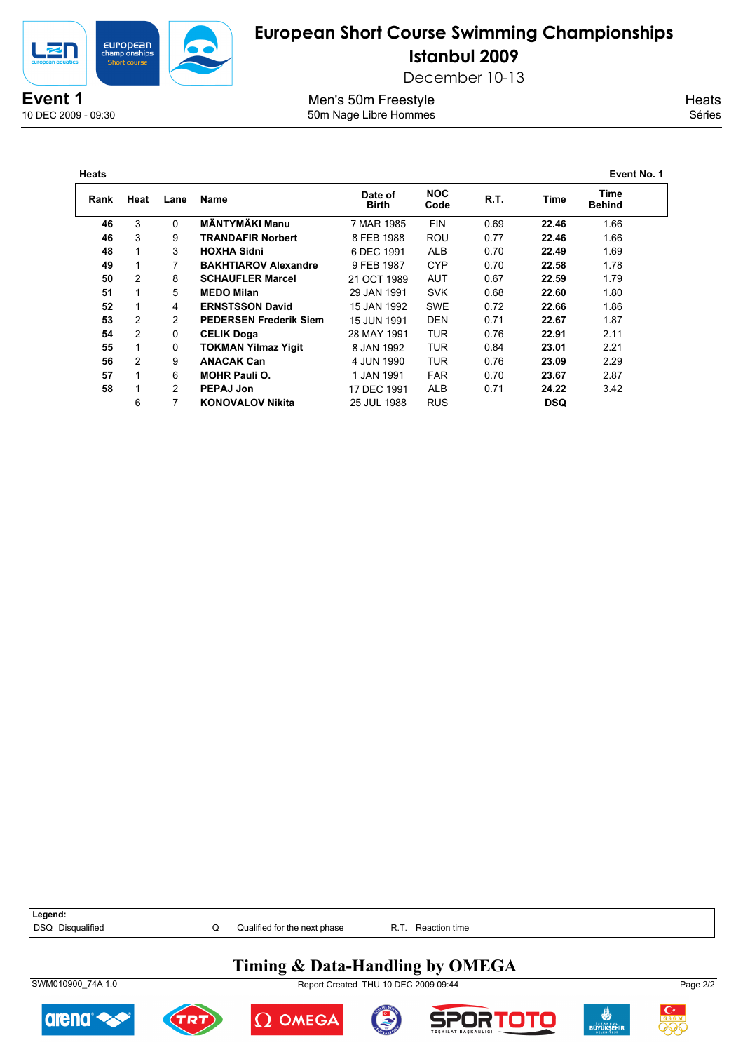# European Short Course Swimming Championships
## Istanbul 2009
December 10-13

**Event 1**
10 DEC 2009 - 09:30

Men's 50m Freestyle
50m Nage Libre Hommes

Heats
Séries

**Heats** — **Event No. 1**

| Rank | Heat | Lane | Name | Date of Birth | NOC Code | R.T. | Time | Time Behind |
|---|---|---|---|---|---|---|---|---|
| 46 | 3 | 0 | **MÄNTYMÄKI Manu** | 7 MAR 1985 | FIN | 0.69 | **22.46** | 1.66 |
| 46 | 3 | 9 | **TRANDAFIR Norbert** | 8 FEB 1988 | ROU | 0.77 | **22.46** | 1.66 |
| 48 | 1 | 3 | **HOXHA Sidni** | 6 DEC 1991 | ALB | 0.70 | **22.49** | 1.69 |
| 49 | 1 | 7 | **BAKHTIAROV Alexandre** | 9 FEB 1987 | CYP | 0.70 | **22.58** | 1.78 |
| 50 | 2 | 8 | **SCHAUFLER Marcel** | 21 OCT 1989 | AUT | 0.67 | **22.59** | 1.79 |
| 51 | 1 | 5 | **MEDO Milan** | 29 JAN 1991 | SVK | 0.68 | **22.60** | 1.80 |
| 52 | 1 | 4 | **ERNSTSSON David** | 15 JAN 1992 | SWE | 0.72 | **22.66** | 1.86 |
| 53 | 2 | 2 | **PEDERSEN Frederik Siem** | 15 JUN 1991 | DEN | 0.71 | **22.67** | 1.87 |
| 54 | 2 | 0 | **CELIK Doga** | 28 MAY 1991 | TUR | 0.76 | **22.91** | 2.11 |
| 55 | 1 | 0 | **TOKMAN Yilmaz Yigit** | 8 JAN 1992 | TUR | 0.84 | **23.01** | 2.21 |
| 56 | 2 | 9 | **ANACAK Can** | 4 JUN 1990 | TUR | 0.76 | **23.09** | 2.29 |
| 57 | 1 | 6 | **MOHR Pauli O.** | 1 JAN 1991 | FAR | 0.70 | **23.67** | 2.87 |
| 58 | 1 | 2 | **PEPAJ Jon** | 17 DEC 1991 | ALB | 0.71 | **24.22** | 3.42 |
| | 6 | 7 | **KONOVALOV Nikita** | 25 JUL 1988 | RUS | | **DSQ** | |

**Legend:**
DSQ Disqualified — Q Qualified for the next phase — R.T. Reaction time

**Timing & Data-Handling by OMEGA**

SWM010900_74A 1.0 — Report Created THU 10 DEC 2009 09:44